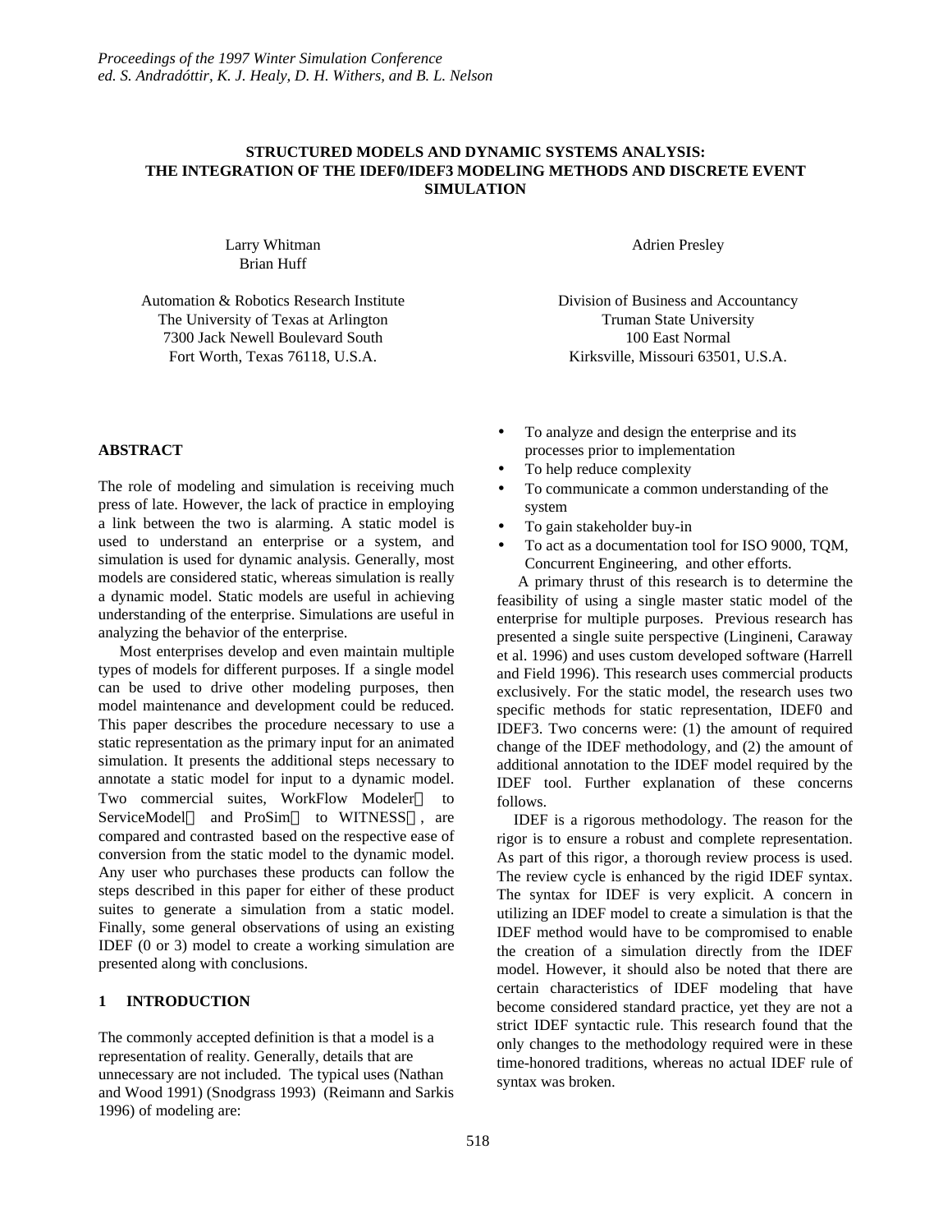*Proceedings of the 1997 Winter Simulation Conference*
*ed. S. Andradóttir, K. J. Healy, D. H. Withers, and B. L. Nelson*

# STRUCTURED MODELS AND DYNAMIC SYSTEMS ANALYSIS: THE INTEGRATION OF THE IDEF0/IDEF3 MODELING METHODS AND DISCRETE EVENT SIMULATION

Larry Whitman
Brian Huff

Automation & Robotics Research Institute
The University of Texas at Arlington
7300 Jack Newell Boulevard South
Fort Worth, Texas 76118, U.S.A.

Adrien Presley

Division of Business and Accountancy
Truman State University
100 East Normal
Kirksville, Missouri 63501, U.S.A.

## ABSTRACT

The role of modeling and simulation is receiving much press of late. However, the lack of practice in employing a link between the two is alarming. A static model is used to understand an enterprise or a system, and simulation is used for dynamic analysis. Generally, most models are considered static, whereas simulation is really a dynamic model. Static models are useful in achieving understanding of the enterprise. Simulations are useful in analyzing the behavior of the enterprise.

Most enterprises develop and even maintain multiple types of models for different purposes. If a single model can be used to drive other modeling purposes, then model maintenance and development could be reduced. This paper describes the procedure necessary to use a static representation as the primary input for an animated simulation. It presents the additional steps necessary to annotate a static model for input to a dynamic model. Two commercial suites, WorkFlow Modeler™ to ServiceModel™ and ProSim™ to WITNESS™, are compared and contrasted based on the respective ease of conversion from the static model to the dynamic model. Any user who purchases these products can follow the steps described in this paper for either of these product suites to generate a simulation from a static model. Finally, some general observations of using an existing IDEF (0 or 3) model to create a working simulation are presented along with conclusions.

## 1 INTRODUCTION

The commonly accepted definition is that a model is a representation of reality. Generally, details that are unnecessary are not included. The typical uses (Nathan and Wood 1991) (Snodgrass 1993) (Reimann and Sarkis 1996) of modeling are:

- To analyze and design the enterprise and its processes prior to implementation
- To help reduce complexity
- To communicate a common understanding of the system
- To gain stakeholder buy-in
- To act as a documentation tool for ISO 9000, TQM, Concurrent Engineering, and other efforts.

A primary thrust of this research is to determine the feasibility of using a single master static model of the enterprise for multiple purposes. Previous research has presented a single suite perspective (Lingineni, Caraway et al. 1996) and uses custom developed software (Harrell and Field 1996). This research uses commercial products exclusively. For the static model, the research uses two specific methods for static representation, IDEF0 and IDEF3. Two concerns were: (1) the amount of required change of the IDEF methodology, and (2) the amount of additional annotation to the IDEF model required by the IDEF tool. Further explanation of these concerns follows.

IDEF is a rigorous methodology. The reason for the rigor is to ensure a robust and complete representation. As part of this rigor, a thorough review process is used. The review cycle is enhanced by the rigid IDEF syntax. The syntax for IDEF is very explicit. A concern in utilizing an IDEF model to create a simulation is that the IDEF method would have to be compromised to enable the creation of a simulation directly from the IDEF model. However, it should also be noted that there are certain characteristics of IDEF modeling that have become considered standard practice, yet they are not a strict IDEF syntactic rule. This research found that the only changes to the methodology required were in these time-honored traditions, whereas no actual IDEF rule of syntax was broken.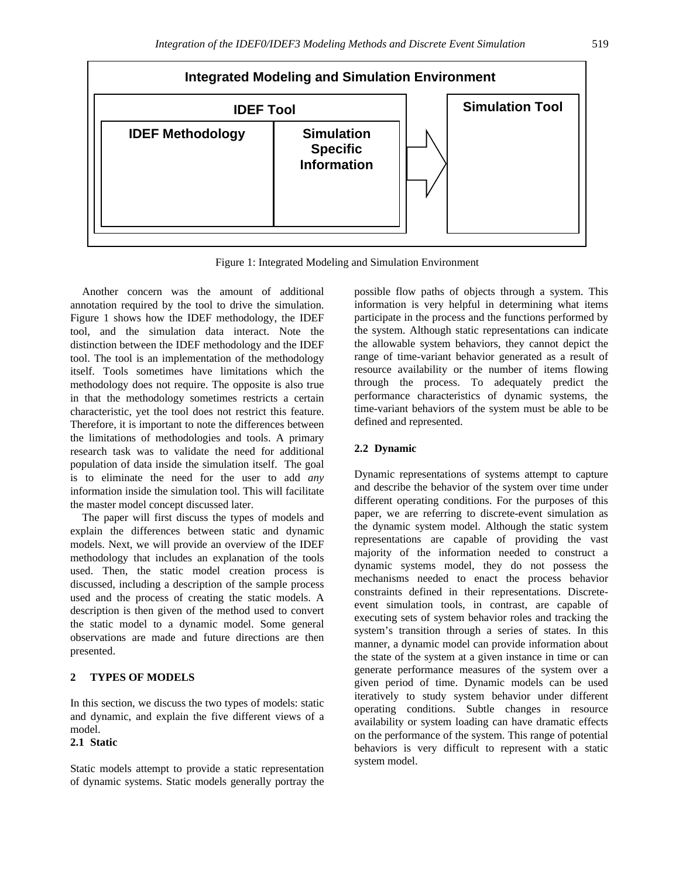Integrated Modeling and Simulation Environment

IDEF Tool

IDEF Methodology

Simulation Specific Information

Simulation Tool

Figure 1: Integrated Modeling and Simulation Environment

Another concern was the amount of additional annotation required by the tool to drive the simulation. Figure 1 shows how the IDEF methodology, the IDEF tool, and the simulation data interact. Note the distinction between the IDEF methodology and the IDEF tool. The tool is an implementation of the methodology itself. Tools sometimes have limitations which the methodology does not require. The opposite is also true in that the methodology sometimes restricts a certain characteristic, yet the tool does not restrict this feature. Therefore, it is important to note the differences between the limitations of methodologies and tools. A primary research task was to validate the need for additional population of data inside the simulation itself. The goal is to eliminate the need for the user to add *any* information inside the simulation tool. This will facilitate the master model concept discussed later.

The paper will first discuss the types of models and explain the differences between static and dynamic models. Next, we will provide an overview of the IDEF methodology that includes an explanation of the tools used. Then, the static model creation process is discussed, including a description of the sample process used and the process of creating the static models. A description is then given of the method used to convert the static model to a dynamic model. Some general observations are made and future directions are then presented.

## 2 TYPES OF MODELS

In this section, we discuss the two types of models: static and dynamic, and explain the five different views of a model.

### 2.1 Static

Static models attempt to provide a static representation of dynamic systems. Static models generally portray the possible flow paths of objects through a system. This information is very helpful in determining what items participate in the process and the functions performed by the system. Although static representations can indicate the allowable system behaviors, they cannot depict the range of time-variant behavior generated as a result of resource availability or the number of items flowing through the process. To adequately predict the performance characteristics of dynamic systems, the time-variant behaviors of the system must be able to be defined and represented.

### 2.2 Dynamic

Dynamic representations of systems attempt to capture and describe the behavior of the system over time under different operating conditions. For the purposes of this paper, we are referring to discrete-event simulation as the dynamic system model. Although the static system representations are capable of providing the vast majority of the information needed to construct a dynamic systems model, they do not possess the mechanisms needed to enact the process behavior constraints defined in their representations. Discrete-event simulation tools, in contrast, are capable of executing sets of system behavior roles and tracking the system's transition through a series of states. In this manner, a dynamic model can provide information about the state of the system at a given instance in time or can generate performance measures of the system over a given period of time. Dynamic models can be used iteratively to study system behavior under different operating conditions. Subtle changes in resource availability or system loading can have dramatic effects on the performance of the system. This range of potential behaviors is very difficult to represent with a static system model.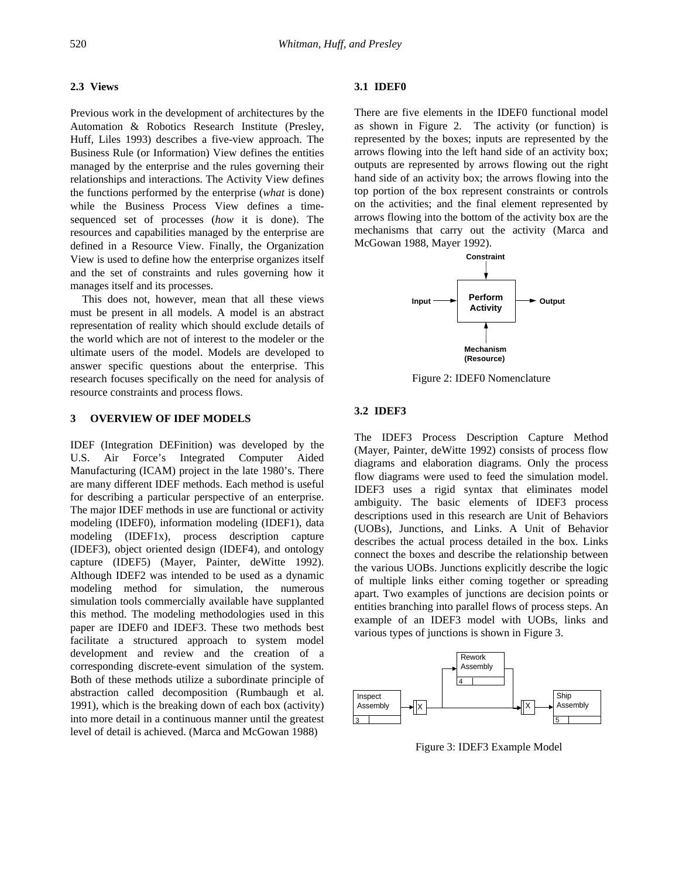### 2.3 Views

Previous work in the development of architectures by the Automation & Robotics Research Institute (Presley, Huff, Liles 1993) describes a five-view approach. The Business Rule (or Information) View defines the entities managed by the enterprise and the rules governing their relationships and interactions. The Activity View defines the functions performed by the enterprise (*what* is done) while the Business Process View defines a time-sequenced set of processes (*how* it is done). The resources and capabilities managed by the enterprise are defined in a Resource View. Finally, the Organization View is used to define how the enterprise organizes itself and the set of constraints and rules governing how it manages itself and its processes.

This does not, however, mean that all these views must be present in all models. A model is an abstract representation of reality which should exclude details of the world which are not of interest to the modeler or the ultimate users of the model. Models are developed to answer specific questions about the enterprise. This research focuses specifically on the need for analysis of resource constraints and process flows.

## 3 OVERVIEW OF IDEF MODELS

IDEF (Integration DEFinition) was developed by the U.S. Air Force's Integrated Computer Aided Manufacturing (ICAM) project in the late 1980's. There are many different IDEF methods. Each method is useful for describing a particular perspective of an enterprise. The major IDEF methods in use are functional or activity modeling (IDEF0), information modeling (IDEF1), data modeling (IDEF1x), process description capture (IDEF3), object oriented design (IDEF4), and ontology capture (IDEF5) (Mayer, Painter, deWitte 1992). Although IDEF2 was intended to be used as a dynamic modeling method for simulation, the numerous simulation tools commercially available have supplanted this method. The modeling methodologies used in this paper are IDEF0 and IDEF3. These two methods best facilitate a structured approach to system model development and review and the creation of a corresponding discrete-event simulation of the system. Both of these methods utilize a subordinate principle of abstraction called decomposition (Rumbaugh et al. 1991), which is the breaking down of each box (activity) into more detail in a continuous manner until the greatest level of detail is achieved. (Marca and McGowan 1988)

### 3.1 IDEF0

There are five elements in the IDEF0 functional model as shown in Figure 2. The activity (or function) is represented by the boxes; inputs are represented by the arrows flowing into the left hand side of an activity box; outputs are represented by arrows flowing out the right hand side of an activity box; the arrows flowing into the top portion of the box represent constraints or controls on the activities; and the final element represented by arrows flowing into the bottom of the activity box are the mechanisms that carry out the activity (Marca and McGowan 1988, Mayer 1992).

Figure 2: IDEF0 Nomenclature

### 3.2 IDEF3

The IDEF3 Process Description Capture Method (Mayer, Painter, deWitte 1992) consists of process flow diagrams and elaboration diagrams. Only the process flow diagrams were used to feed the simulation model. IDEF3 uses a rigid syntax that eliminates model ambiguity. The basic elements of IDEF3 process descriptions used in this research are Unit of Behaviors (UOBs), Junctions, and Links. A Unit of Behavior describes the actual process detailed in the box. Links connect the boxes and describe the relationship between the various UOBs. Junctions explicitly describe the logic of multiple links either coming together or spreading apart. Two examples of junctions are decision points or entities branching into parallel flows of process steps. An example of an IDEF3 model with UOBs, links and various types of junctions is shown in Figure 3.

Figure 3: IDEF3 Example Model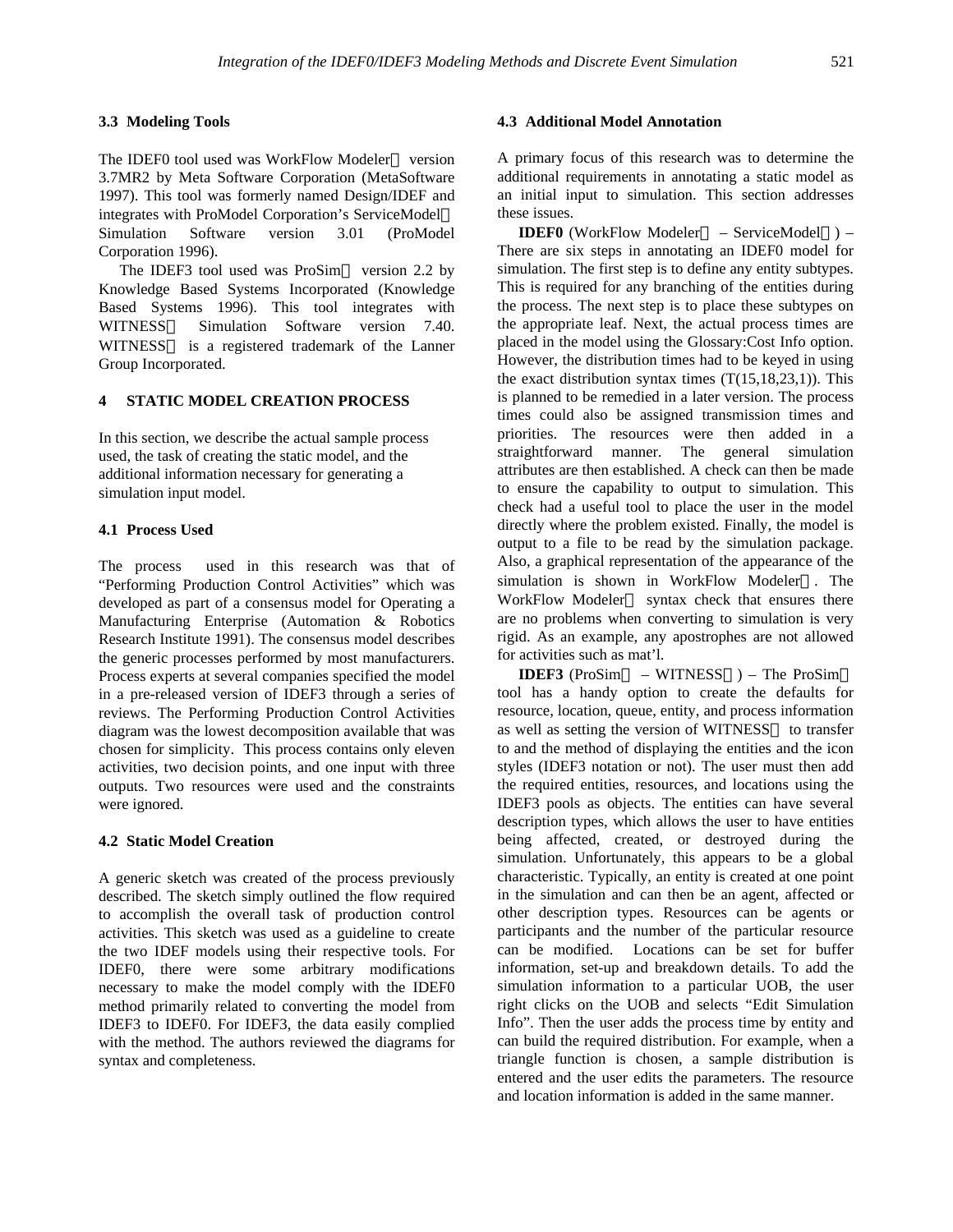### 3.3 Modeling Tools

The IDEF0 tool used was WorkFlow Modeler version 3.7MR2 by Meta Software Corporation (MetaSoftware 1997). This tool was formerly named Design/IDEF and integrates with ProModel Corporation's ServiceModel Simulation Software version 3.01 (ProModel Corporation 1996).

The IDEF3 tool used was ProSim version 2.2 by Knowledge Based Systems Incorporated (Knowledge Based Systems 1996). This tool integrates with WITNESS Simulation Software version 7.40. WITNESS is a registered trademark of the Lanner Group Incorporated.

## 4 STATIC MODEL CREATION PROCESS

In this section, we describe the actual sample process used, the task of creating the static model, and the additional information necessary for generating a simulation input model.

### 4.1 Process Used

The process used in this research was that of "Performing Production Control Activities" which was developed as part of a consensus model for Operating a Manufacturing Enterprise (Automation & Robotics Research Institute 1991). The consensus model describes the generic processes performed by most manufacturers. Process experts at several companies specified the model in a pre-released version of IDEF3 through a series of reviews. The Performing Production Control Activities diagram was the lowest decomposition available that was chosen for simplicity. This process contains only eleven activities, two decision points, and one input with three outputs. Two resources were used and the constraints were ignored.

### 4.2 Static Model Creation

A generic sketch was created of the process previously described. The sketch simply outlined the flow required to accomplish the overall task of production control activities. This sketch was used as a guideline to create the two IDEF models using their respective tools. For IDEF0, there were some arbitrary modifications necessary to make the model comply with the IDEF0 method primarily related to converting the model from IDEF3 to IDEF0. For IDEF3, the data easily complied with the method. The authors reviewed the diagrams for syntax and completeness.

### 4.3 Additional Model Annotation

A primary focus of this research was to determine the additional requirements in annotating a static model as an initial input to simulation. This section addresses these issues.

**IDEF0** (WorkFlow Modeler – ServiceModel) – There are six steps in annotating an IDEF0 model for simulation. The first step is to define any entity subtypes. This is required for any branching of the entities during the process. The next step is to place these subtypes on the appropriate leaf. Next, the actual process times are placed in the model using the Glossary:Cost Info option. However, the distribution times had to be keyed in using the exact distribution syntax times (T(15,18,23,1)). This is planned to be remedied in a later version. The process times could also be assigned transmission times and priorities. The resources were then added in a straightforward manner. The general simulation attributes are then established. A check can then be made to ensure the capability to output to simulation. This check had a useful tool to place the user in the model directly where the problem existed. Finally, the model is output to a file to be read by the simulation package. Also, a graphical representation of the appearance of the simulation is shown in WorkFlow Modeler. The WorkFlow Modeler syntax check that ensures there are no problems when converting to simulation is very rigid. As an example, any apostrophes are not allowed for activities such as mat'l.

**IDEF3** (ProSim – WITNESS) – The ProSim tool has a handy option to create the defaults for resource, location, queue, entity, and process information as well as setting the version of WITNESS to transfer to and the method of displaying the entities and the icon styles (IDEF3 notation or not). The user must then add the required entities, resources, and locations using the IDEF3 pools as objects. The entities can have several description types, which allows the user to have entities being affected, created, or destroyed during the simulation. Unfortunately, this appears to be a global characteristic. Typically, an entity is created at one point in the simulation and can then be an agent, affected or other description types. Resources can be agents or participants and the number of the particular resource can be modified. Locations can be set for buffer information, set-up and breakdown details. To add the simulation information to a particular UOB, the user right clicks on the UOB and selects "Edit Simulation Info". Then the user adds the process time by entity and can build the required distribution. For example, when a triangle function is chosen, a sample distribution is entered and the user edits the parameters. The resource and location information is added in the same manner.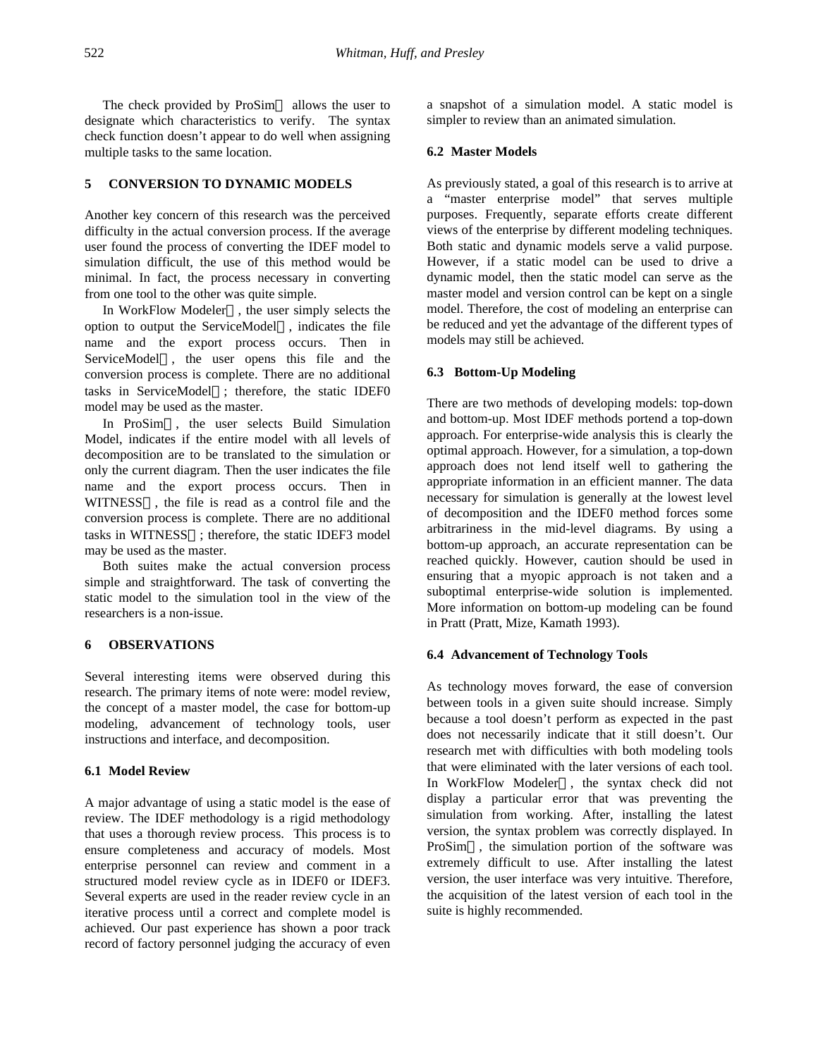The check provided by ProSim allows the user to designate which characteristics to verify. The syntax check function doesn't appear to do well when assigning multiple tasks to the same location.

## 5 CONVERSION TO DYNAMIC MODELS

Another key concern of this research was the perceived difficulty in the actual conversion process. If the average user found the process of converting the IDEF model to simulation difficult, the use of this method would be minimal. In fact, the process necessary in converting from one tool to the other was quite simple.

In WorkFlow Modeler, the user simply selects the option to output the ServiceModel, indicates the file name and the export process occurs. Then in ServiceModel, the user opens this file and the conversion process is complete. There are no additional tasks in ServiceModel; therefore, the static IDEF0 model may be used as the master.

In ProSim, the user selects Build Simulation Model, indicates if the entire model with all levels of decomposition are to be translated to the simulation or only the current diagram. Then the user indicates the file name and the export process occurs. Then in WITNESS, the file is read as a control file and the conversion process is complete. There are no additional tasks in WITNESS; therefore, the static IDEF3 model may be used as the master.

Both suites make the actual conversion process simple and straightforward. The task of converting the static model to the simulation tool in the view of the researchers is a non-issue.

## 6 OBSERVATIONS

Several interesting items were observed during this research. The primary items of note were: model review, the concept of a master model, the case for bottom-up modeling, advancement of technology tools, user instructions and interface, and decomposition.

### 6.1 Model Review

A major advantage of using a static model is the ease of review. The IDEF methodology is a rigid methodology that uses a thorough review process. This process is to ensure completeness and accuracy of models. Most enterprise personnel can review and comment in a structured model review cycle as in IDEF0 or IDEF3. Several experts are used in the reader review cycle in an iterative process until a correct and complete model is achieved. Our past experience has shown a poor track record of factory personnel judging the accuracy of even a snapshot of a simulation model. A static model is simpler to review than an animated simulation.

### 6.2 Master Models

As previously stated, a goal of this research is to arrive at a "master enterprise model" that serves multiple purposes. Frequently, separate efforts create different views of the enterprise by different modeling techniques. Both static and dynamic models serve a valid purpose. However, if a static model can be used to drive a dynamic model, then the static model can serve as the master model and version control can be kept on a single model. Therefore, the cost of modeling an enterprise can be reduced and yet the advantage of the different types of models may still be achieved.

### 6.3 Bottom-Up Modeling

There are two methods of developing models: top-down and bottom-up. Most IDEF methods portend a top-down approach. For enterprise-wide analysis this is clearly the optimal approach. However, for a simulation, a top-down approach does not lend itself well to gathering the appropriate information in an efficient manner. The data necessary for simulation is generally at the lowest level of decomposition and the IDEF0 method forces some arbitrariness in the mid-level diagrams. By using a bottom-up approach, an accurate representation can be reached quickly. However, caution should be used in ensuring that a myopic approach is not taken and a suboptimal enterprise-wide solution is implemented. More information on bottom-up modeling can be found in Pratt (Pratt, Mize, Kamath 1993).

### 6.4 Advancement of Technology Tools

As technology moves forward, the ease of conversion between tools in a given suite should increase. Simply because a tool doesn't perform as expected in the past does not necessarily indicate that it still doesn't. Our research met with difficulties with both modeling tools that were eliminated with the later versions of each tool. In WorkFlow Modeler, the syntax check did not display a particular error that was preventing the simulation from working. After, installing the latest version, the syntax problem was correctly displayed. In ProSim, the simulation portion of the software was extremely difficult to use. After installing the latest version, the user interface was very intuitive. Therefore, the acquisition of the latest version of each tool in the suite is highly recommended.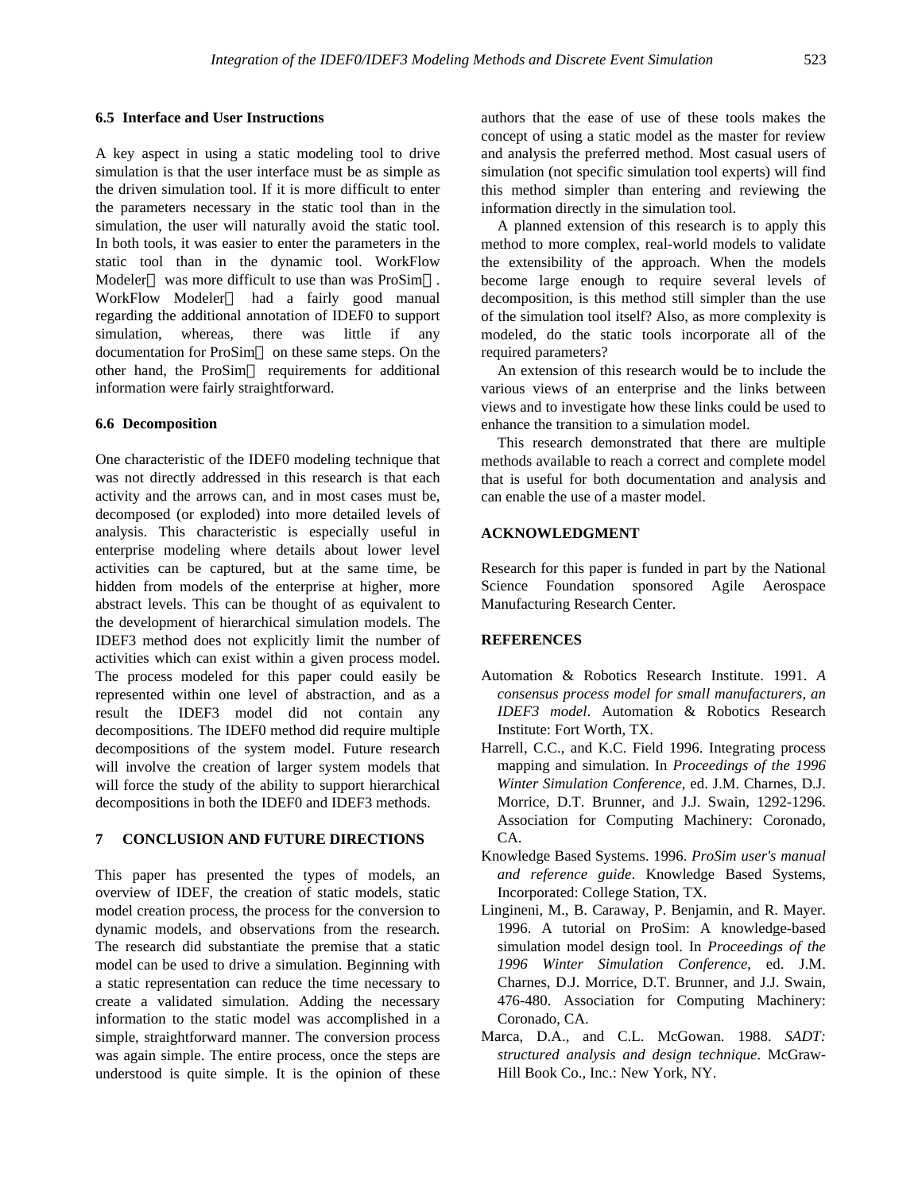### 6.5 Interface and User Instructions

A key aspect in using a static modeling tool to drive simulation is that the user interface must be as simple as the driven simulation tool. If it is more difficult to enter the parameters necessary in the static tool than in the simulation, the user will naturally avoid the static tool. In both tools, it was easier to enter the parameters in the static tool than in the dynamic tool. WorkFlow Modeler was more difficult to use than was ProSim. WorkFlow Modeler had a fairly good manual regarding the additional annotation of IDEF0 to support simulation, whereas, there was little if any documentation for ProSim on these same steps. On the other hand, the ProSim requirements for additional information were fairly straightforward.

### 6.6 Decomposition

One characteristic of the IDEF0 modeling technique that was not directly addressed in this research is that each activity and the arrows can, and in most cases must be, decomposed (or exploded) into more detailed levels of analysis. This characteristic is especially useful in enterprise modeling where details about lower level activities can be captured, but at the same time, be hidden from models of the enterprise at higher, more abstract levels. This can be thought of as equivalent to the development of hierarchical simulation models. The IDEF3 method does not explicitly limit the number of activities which can exist within a given process model. The process modeled for this paper could easily be represented within one level of abstraction, and as a result the IDEF3 model did not contain any decompositions. The IDEF0 method did require multiple decompositions of the system model. Future research will involve the creation of larger system models that will force the study of the ability to support hierarchical decompositions in both the IDEF0 and IDEF3 methods.

## 7 CONCLUSION AND FUTURE DIRECTIONS

This paper has presented the types of models, an overview of IDEF, the creation of static models, static model creation process, the process for the conversion to dynamic models, and observations from the research. The research did substantiate the premise that a static model can be used to drive a simulation. Beginning with a static representation can reduce the time necessary to create a validated simulation. Adding the necessary information to the static model was accomplished in a simple, straightforward manner. The conversion process was again simple. The entire process, once the steps are understood is quite simple. It is the opinion of these authors that the ease of use of these tools makes the concept of using a static model as the master for review and analysis the preferred method. Most casual users of simulation (not specific simulation tool experts) will find this method simpler than entering and reviewing the information directly in the simulation tool.

A planned extension of this research is to apply this method to more complex, real-world models to validate the extensibility of the approach. When the models become large enough to require several levels of decomposition, is this method still simpler than the use of the simulation tool itself? Also, as more complexity is modeled, do the static tools incorporate all of the required parameters?

An extension of this research would be to include the various views of an enterprise and the links between views and to investigate how these links could be used to enhance the transition to a simulation model.

This research demonstrated that there are multiple methods available to reach a correct and complete model that is useful for both documentation and analysis and can enable the use of a master model.

## ACKNOWLEDGMENT

Research for this paper is funded in part by the National Science Foundation sponsored Agile Aerospace Manufacturing Research Center.

## REFERENCES

Automation & Robotics Research Institute. 1991. *A consensus process model for small manufacturers, an IDEF3 model*. Automation & Robotics Research Institute: Fort Worth, TX.

Harrell, C.C., and K.C. Field 1996. Integrating process mapping and simulation. In *Proceedings of the 1996 Winter Simulation Conference*, ed. J.M. Charnes, D.J. Morrice, D.T. Brunner, and J.J. Swain, 1292-1296. Association for Computing Machinery: Coronado, CA.

Knowledge Based Systems. 1996. *ProSim user's manual and reference guide*. Knowledge Based Systems, Incorporated: College Station, TX.

Lingineni, M., B. Caraway, P. Benjamin, and R. Mayer. 1996. A tutorial on ProSim: A knowledge-based simulation model design tool. In *Proceedings of the 1996 Winter Simulation Conference*, ed. J.M. Charnes, D.J. Morrice, D.T. Brunner, and J.J. Swain, 476-480. Association for Computing Machinery: Coronado, CA.

Marca, D.A., and C.L. McGowan. 1988. *SADT: structured analysis and design technique*. McGraw-Hill Book Co., Inc.: New York, NY.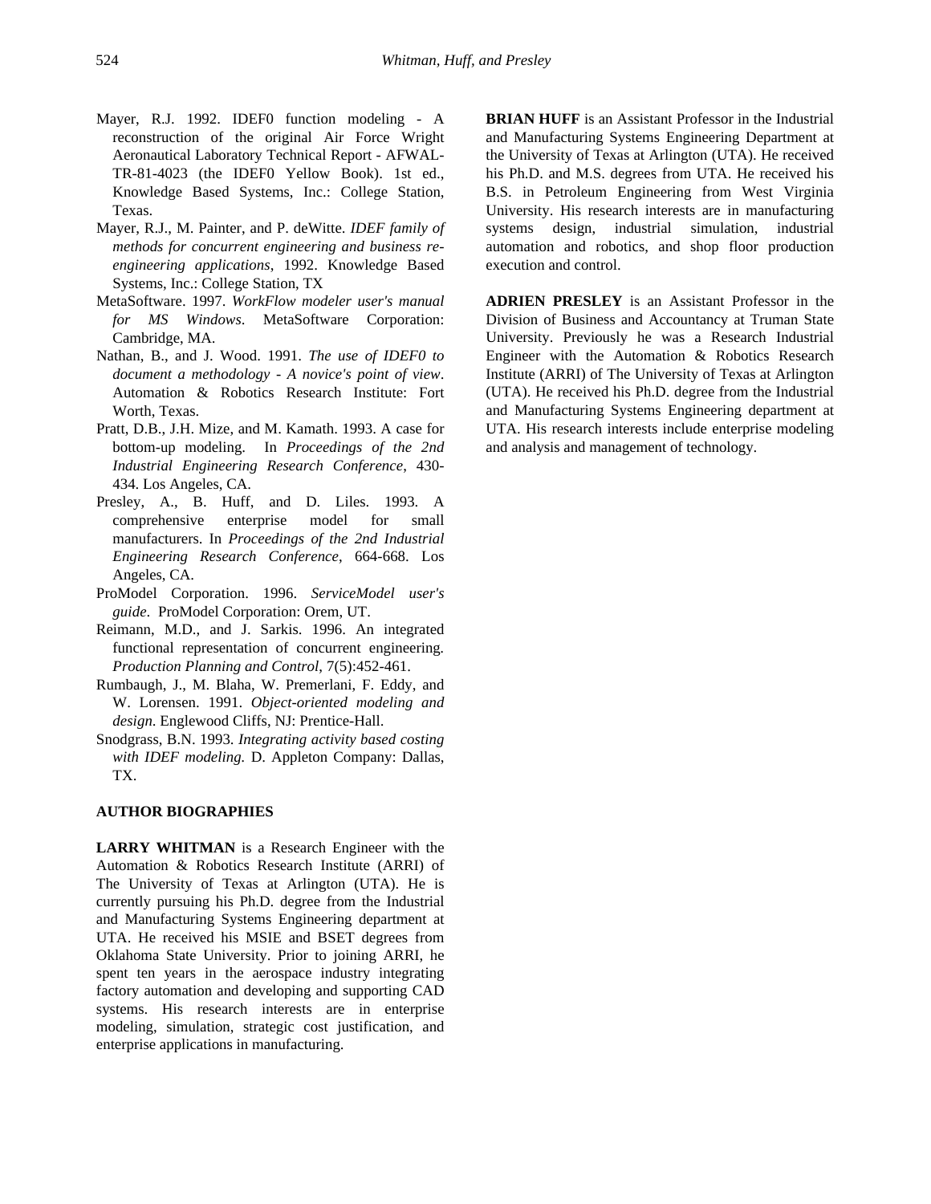Mayer, R.J. 1992. IDEF0 function modeling - A reconstruction of the original Air Force Wright Aeronautical Laboratory Technical Report - AFWAL-TR-81-4023 (the IDEF0 Yellow Book). 1st ed., Knowledge Based Systems, Inc.: College Station, Texas.

Mayer, R.J., M. Painter, and P. deWitte. *IDEF family of methods for concurrent engineering and business re-engineering applications*, 1992. Knowledge Based Systems, Inc.: College Station, TX

MetaSoftware. 1997. *WorkFlow modeler user's manual for MS Windows*. MetaSoftware Corporation: Cambridge, MA.

Nathan, B., and J. Wood. 1991. *The use of IDEF0 to document a methodology - A novice's point of view*. Automation & Robotics Research Institute: Fort Worth, Texas.

Pratt, D.B., J.H. Mize, and M. Kamath. 1993. A case for bottom-up modeling. In *Proceedings of the 2nd Industrial Engineering Research Conference*, 430-434. Los Angeles, CA.

Presley, A., B. Huff, and D. Liles. 1993. A comprehensive enterprise model for small manufacturers. In *Proceedings of the 2nd Industrial Engineering Research Conference*, 664-668. Los Angeles, CA.

ProModel Corporation. 1996. *ServiceModel user's guide*. ProModel Corporation: Orem, UT.

Reimann, M.D., and J. Sarkis. 1996. An integrated functional representation of concurrent engineering. *Production Planning and Control*, 7(5):452-461.

Rumbaugh, J., M. Blaha, W. Premerlani, F. Eddy, and W. Lorensen. 1991. *Object-oriented modeling and design*. Englewood Cliffs, NJ: Prentice-Hall.

Snodgrass, B.N. 1993. *Integrating activity based costing with IDEF modeling*. D. Appleton Company: Dallas, TX.

## AUTHOR BIOGRAPHIES

**LARRY WHITMAN** is a Research Engineer with the Automation & Robotics Research Institute (ARRI) of The University of Texas at Arlington (UTA). He is currently pursuing his Ph.D. degree from the Industrial and Manufacturing Systems Engineering department at UTA. He received his MSIE and BSET degrees from Oklahoma State University. Prior to joining ARRI, he spent ten years in the aerospace industry integrating factory automation and developing and supporting CAD systems. His research interests are in enterprise modeling, simulation, strategic cost justification, and enterprise applications in manufacturing.

**BRIAN HUFF** is an Assistant Professor in the Industrial and Manufacturing Systems Engineering Department at the University of Texas at Arlington (UTA). He received his Ph.D. and M.S. degrees from UTA. He received his B.S. in Petroleum Engineering from West Virginia University. His research interests are in manufacturing systems design, industrial simulation, industrial automation and robotics, and shop floor production execution and control.

**ADRIEN PRESLEY** is an Assistant Professor in the Division of Business and Accountancy at Truman State University. Previously he was a Research Industrial Engineer with the Automation & Robotics Research Institute (ARRI) of The University of Texas at Arlington (UTA). He received his Ph.D. degree from the Industrial and Manufacturing Systems Engineering department at UTA. His research interests include enterprise modeling and analysis and management of technology.